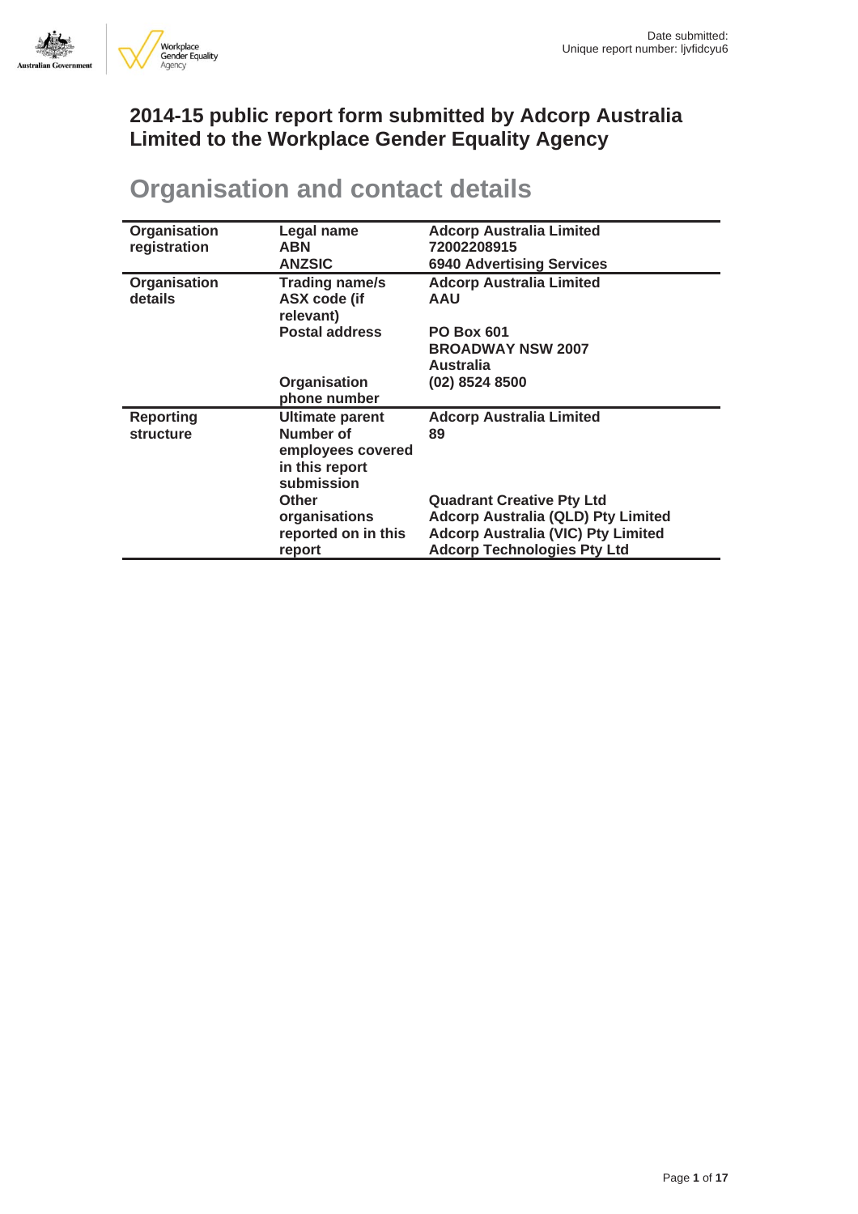Date submitted:
Unique report number: ljvfidcyu6

# 2014-15 public report form submitted by Adcorp Australia Limited to the Workplace Gender Equality Agency

## Organisation and contact details

| | | |
|---|---|---|
| **Organisation registration** | **Legal name** | **Adcorp Australia Limited** |
| | **ABN** | **72002208915** |
| | **ANZSIC** | **6940 Advertising Services** |
| **Organisation details** | **Trading name/s** | **Adcorp Australia Limited** |
| | **ASX code (if relevant)** | **AAU** |
| | **Postal address** | **PO Box 601 BROADWAY NSW 2007 Australia** |
| | **Organisation phone number** | **(02) 8524 8500** |
| **Reporting structure** | **Ultimate parent** | **Adcorp Australia Limited** |
| | **Number of employees covered in this report submission** | **89** |
| | **Other organisations reported on in this report** | **Quadrant Creative Pty Ltd<br>Adcorp Australia (QLD) Pty Limited<br>Adcorp Australia (VIC) Pty Limited<br>Adcorp Technologies Pty Ltd** |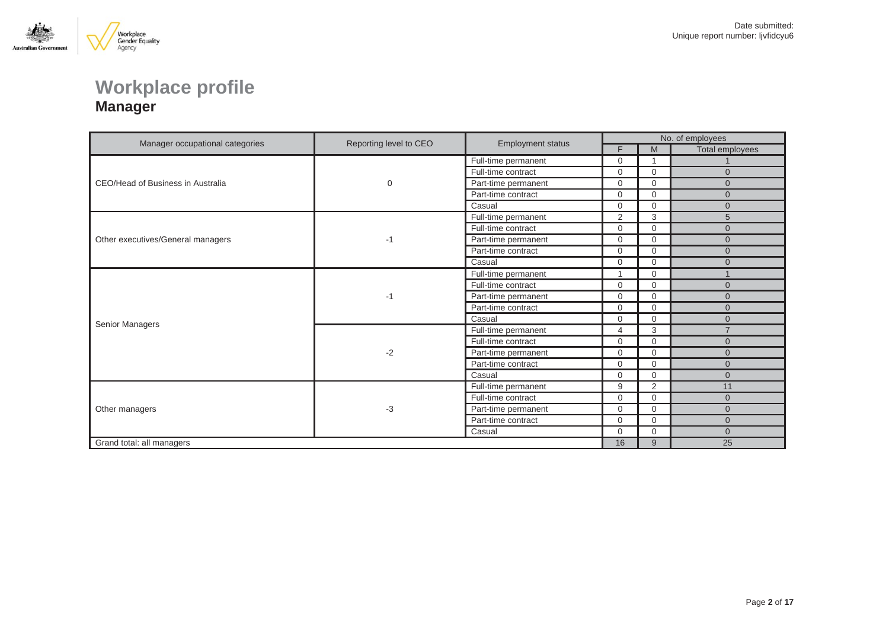Date submitted:
Unique report number: ljvfidcyu6

# Workplace profile
## Manager

| Manager occupational categories | Reporting level to CEO | Employment status | No. of employees | | |
|---|---|---|---|---|---|
| | | | F | M | Total employees |
| CEO/Head of Business in Australia | 0 | Full-time permanent | 0 | 1 | 1 |
| | | Full-time contract | 0 | 0 | 0 |
| | | Part-time permanent | 0 | 0 | 0 |
| | | Part-time contract | 0 | 0 | 0 |
| | | Casual | 0 | 0 | 0 |
| Other executives/General managers | -1 | Full-time permanent | 2 | 3 | 5 |
| | | Full-time contract | 0 | 0 | 0 |
| | | Part-time permanent | 0 | 0 | 0 |
| | | Part-time contract | 0 | 0 | 0 |
| | | Casual | 0 | 0 | 0 |
| Senior Managers | -1 | Full-time permanent | 1 | 0 | 1 |
| | | Full-time contract | 0 | 0 | 0 |
| | | Part-time permanent | 0 | 0 | 0 |
| | | Part-time contract | 0 | 0 | 0 |
| | | Casual | 0 | 0 | 0 |
| | -2 | Full-time permanent | 4 | 3 | 7 |
| | | Full-time contract | 0 | 0 | 0 |
| | | Part-time permanent | 0 | 0 | 0 |
| | | Part-time contract | 0 | 0 | 0 |
| | | Casual | 0 | 0 | 0 |
| Other managers | -3 | Full-time permanent | 9 | 2 | 11 |
| | | Full-time contract | 0 | 0 | 0 |
| | | Part-time permanent | 0 | 0 | 0 |
| | | Part-time contract | 0 | 0 | 0 |
| | | Casual | 0 | 0 | 0 |
| Grand total: all managers | | | 16 | 9 | 25 |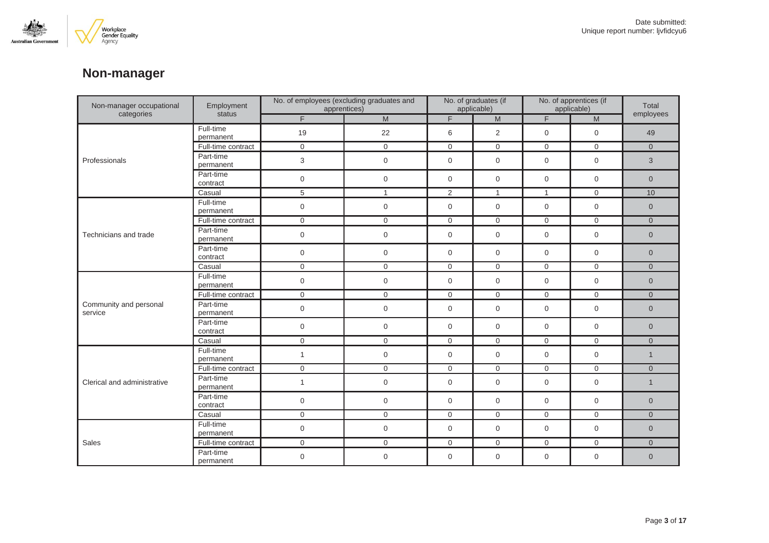# Non-manager

| Non-manager occupational categories | Employment status | No. of employees (excluding graduates and apprentices) | | No. of graduates (if applicable) | | No. of apprentices (if applicable) | | Total employees |
|---|---|---|---|---|---|---|---|---|
| | | F | M | F | M | F | M | |
| Professionals | Full-time permanent | 19 | 22 | 6 | 2 | 0 | 0 | 49 |
| | Full-time contract | 0 | 0 | 0 | 0 | 0 | 0 | 0 |
| | Part-time permanent | 3 | 0 | 0 | 0 | 0 | 0 | 3 |
| | Part-time contract | 0 | 0 | 0 | 0 | 0 | 0 | 0 |
| | Casual | 5 | 1 | 2 | 1 | 1 | 0 | 10 |
| Technicians and trade | Full-time permanent | 0 | 0 | 0 | 0 | 0 | 0 | 0 |
| | Full-time contract | 0 | 0 | 0 | 0 | 0 | 0 | 0 |
| | Part-time permanent | 0 | 0 | 0 | 0 | 0 | 0 | 0 |
| | Part-time contract | 0 | 0 | 0 | 0 | 0 | 0 | 0 |
| | Casual | 0 | 0 | 0 | 0 | 0 | 0 | 0 |
| Community and personal service | Full-time permanent | 0 | 0 | 0 | 0 | 0 | 0 | 0 |
| | Full-time contract | 0 | 0 | 0 | 0 | 0 | 0 | 0 |
| | Part-time permanent | 0 | 0 | 0 | 0 | 0 | 0 | 0 |
| | Part-time contract | 0 | 0 | 0 | 0 | 0 | 0 | 0 |
| | Casual | 0 | 0 | 0 | 0 | 0 | 0 | 0 |
| Clerical and administrative | Full-time permanent | 1 | 0 | 0 | 0 | 0 | 0 | 1 |
| | Full-time contract | 0 | 0 | 0 | 0 | 0 | 0 | 0 |
| | Part-time permanent | 1 | 0 | 0 | 0 | 0 | 0 | 1 |
| | Part-time contract | 0 | 0 | 0 | 0 | 0 | 0 | 0 |
| | Casual | 0 | 0 | 0 | 0 | 0 | 0 | 0 |
| Sales | Full-time permanent | 0 | 0 | 0 | 0 | 0 | 0 | 0 |
| | Full-time contract | 0 | 0 | 0 | 0 | 0 | 0 | 0 |
| | Part-time permanent | 0 | 0 | 0 | 0 | 0 | 0 | 0 |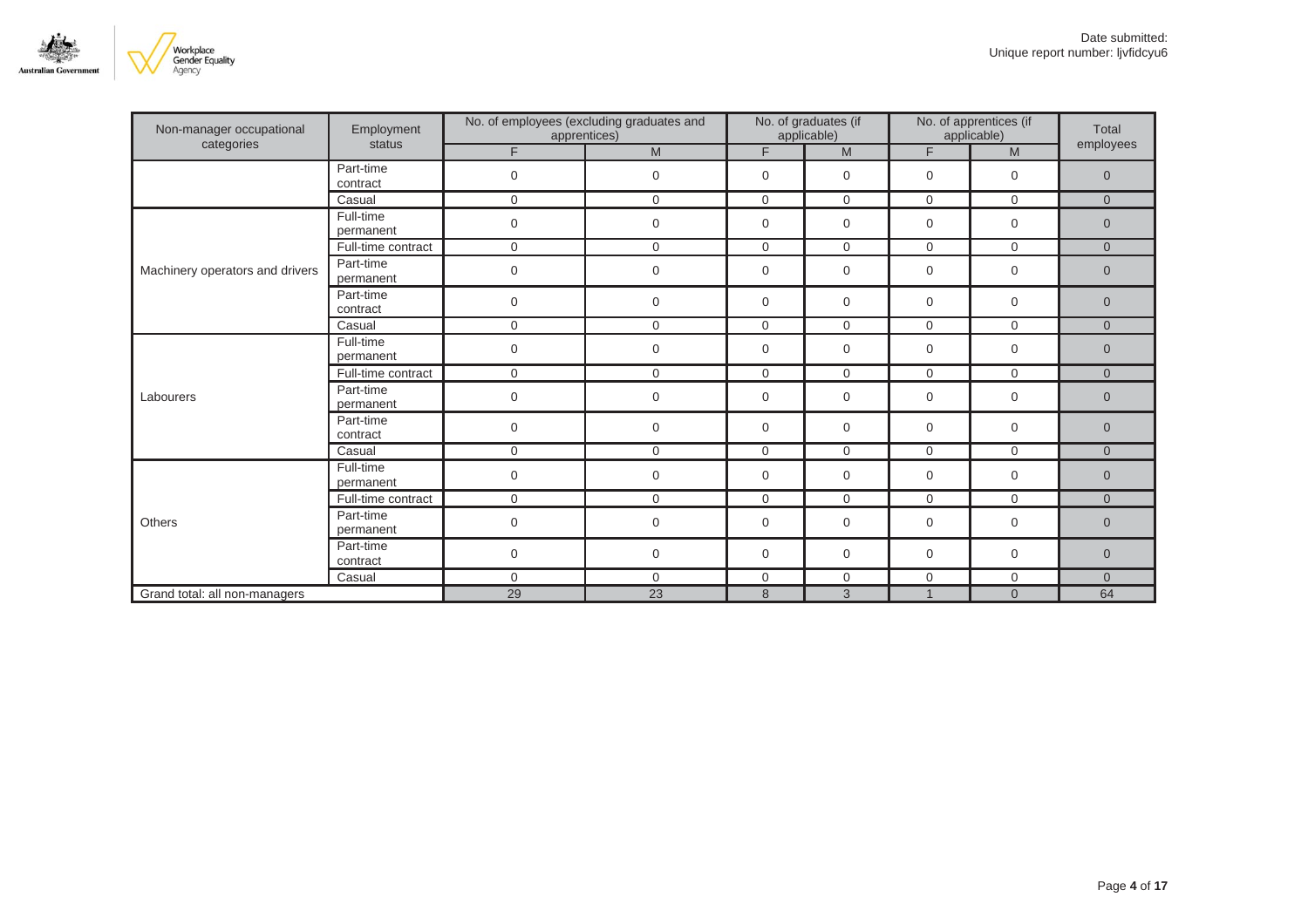| Non-manager occupational categories | Employment status | No. of employees (excluding graduates and apprentices) | | No. of graduates (if applicable) | | No. of apprentices (if applicable) | | Total employees |
|---|---|---|---|---|---|---|---|---|
| | | F | M | F | M | F | M | |
| | Part-time contract | 0 | 0 | 0 | 0 | 0 | 0 | 0 |
| | Casual | 0 | 0 | 0 | 0 | 0 | 0 | 0 |
| Machinery operators and drivers | Full-time permanent | 0 | 0 | 0 | 0 | 0 | 0 | 0 |
| | Full-time contract | 0 | 0 | 0 | 0 | 0 | 0 | 0 |
| | Part-time permanent | 0 | 0 | 0 | 0 | 0 | 0 | 0 |
| | Part-time contract | 0 | 0 | 0 | 0 | 0 | 0 | 0 |
| | Casual | 0 | 0 | 0 | 0 | 0 | 0 | 0 |
| Labourers | Full-time permanent | 0 | 0 | 0 | 0 | 0 | 0 | 0 |
| | Full-time contract | 0 | 0 | 0 | 0 | 0 | 0 | 0 |
| | Part-time permanent | 0 | 0 | 0 | 0 | 0 | 0 | 0 |
| | Part-time contract | 0 | 0 | 0 | 0 | 0 | 0 | 0 |
| | Casual | 0 | 0 | 0 | 0 | 0 | 0 | 0 |
| Others | Full-time permanent | 0 | 0 | 0 | 0 | 0 | 0 | 0 |
| | Full-time contract | 0 | 0 | 0 | 0 | 0 | 0 | 0 |
| | Part-time permanent | 0 | 0 | 0 | 0 | 0 | 0 | 0 |
| | Part-time contract | 0 | 0 | 0 | 0 | 0 | 0 | 0 |
| | Casual | 0 | 0 | 0 | 0 | 0 | 0 | 0 |
| Grand total: all non-managers | | 29 | 23 | 8 | 3 | 1 | 0 | 64 |